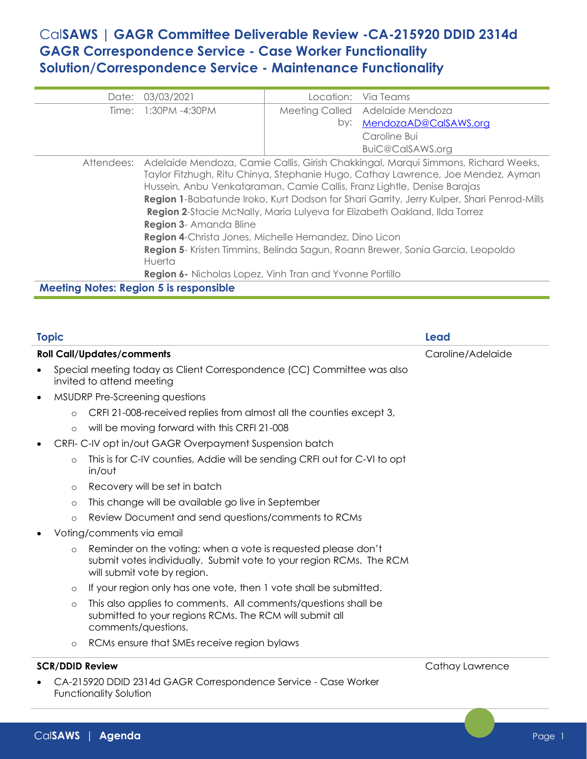# CalSAWS | GAGR Committee Deliverable Review -CA-215920 DDID 2314d GAGR Correspondence Service - Case Worker Functionality Solution/Correspondence Service - Maintenance Functionality

| | | | |
|---|---|---|---|
| Date: | 03/03/2021 | Location: | Via Teams |
| Time: | 1:30PM -4:30PM | Meeting Called by: | Adelaide Mendoza MendozaAD@CalSAWS.org Caroline Bui BuiC@CalSAWS.org |
| Attendees: | Adelaide Mendoza, Camie Callis, Girish Chakkingal, Marqui Simmons, Richard Weeks, Taylor Fitzhugh, Ritu Chinya, Stephanie Hugo, Cathay Lawrence, Joe Mendez, Ayman Hussein, Anbu Venkataraman, Camie Callis, Franz Lightle, Denise Barajas **Region 1**-Babatunde Iroko, Kurt Dodson for Shari Garrity, Jerry Kulper, Shari Penrod-Mills **Region 2**-Stacie McNally, Maria Lulyeva for Elizabeth Oakland, Ilda Torrez **Region 3**- Amanda Bline **Region 4**-Christa Jones, Michelle Hernandez, Dino Licon **Region 5**- Kristen Timmins, Belinda Sagun, Roann Brewer, Sonia Garcia, Leopoldo Huerta **Region 6-** Nicholas Lopez, Vinh Tran and Yvonne Portillo | | |

**Meeting Notes: Region 5 is responsible**

| Topic | Lead |
|---|---|
| **Roll Call/Updates/comments** | Caroline/Adelaide |

- Special meeting today as Client Correspondence (CC) Committee was also invited to attend meeting
- MSUDRP Pre-Screening questions
  - CRFI 21-008-received replies from almost all the counties except 3,
  - will be moving forward with this CRFI 21-008
- CRFI- C-IV opt in/out GAGR Overpayment Suspension batch
  - This is for C-IV counties, Addie will be sending CRFI out for C-VI to opt in/out
  - Recovery will be set in batch
  - This change will be available go live in September
  - Review Document and send questions/comments to RCMs
- Voting/comments via email
  - Reminder on the voting: when a vote is requested please don't submit votes individually. Submit vote to your region RCMs. The RCM will submit vote by region.
  - If your region only has one vote, then 1 vote shall be submitted.
  - This also applies to comments. All comments/questions shall be submitted to your regions RCMs. The RCM will submit all comments/questions.
  - RCMs ensure that SMEs receive region bylaws

| | |
|---|---|
| **SCR/DDID Review** | Cathay Lawrence |

- CA-215920 DDID 2314d GAGR Correspondence Service - Case Worker Functionality Solution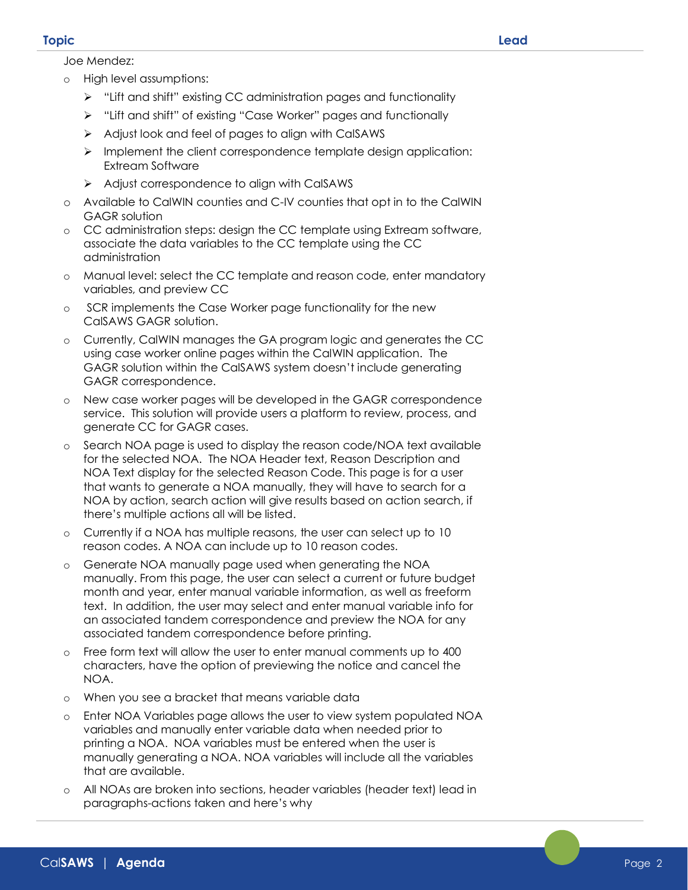Joe Mendez:

- High level assumptions:
  - "Lift and shift" existing CC administration pages and functionality
  - "Lift and shift" of existing "Case Worker" pages and functionally
  - Adjust look and feel of pages to align with CalSAWS
  - Implement the client correspondence template design application: Extream Software
  - Adjust correspondence to align with CalSAWS
- Available to CalWIN counties and C-IV counties that opt in to the CalWIN GAGR solution
- CC administration steps: design the CC template using Extream software, associate the data variables to the CC template using the CC administration
- Manual level: select the CC template and reason code, enter mandatory variables, and preview CC
- SCR implements the Case Worker page functionality for the new CalSAWS GAGR solution.
- Currently, CalWIN manages the GA program logic and generates the CC using case worker online pages within the CalWIN application. The GAGR solution within the CalSAWS system doesn't include generating GAGR correspondence.
- New case worker pages will be developed in the GAGR correspondence service. This solution will provide users a platform to review, process, and generate CC for GAGR cases.
- Search NOA page is used to display the reason code/NOA text available for the selected NOA. The NOA Header text, Reason Description and NOA Text display for the selected Reason Code. This page is for a user that wants to generate a NOA manually, they will have to search for a NOA by action, search action will give results based on action search, if there's multiple actions all will be listed.
- Currently if a NOA has multiple reasons, the user can select up to 10 reason codes. A NOA can include up to 10 reason codes.
- Generate NOA manually page used when generating the NOA manually. From this page, the user can select a current or future budget month and year, enter manual variable information, as well as freeform text. In addition, the user may select and enter manual variable info for an associated tandem correspondence and preview the NOA for any associated tandem correspondence before printing.
- Free form text will allow the user to enter manual comments up to 400 characters, have the option of previewing the notice and cancel the NOA.
- When you see a bracket that means variable data
- Enter NOA Variables page allows the user to view system populated NOA variables and manually enter variable data when needed prior to printing a NOA. NOA variables must be entered when the user is manually generating a NOA. NOA variables will include all the variables that are available.
- All NOAs are broken into sections, header variables (header text) lead in paragraphs-actions taken and here's why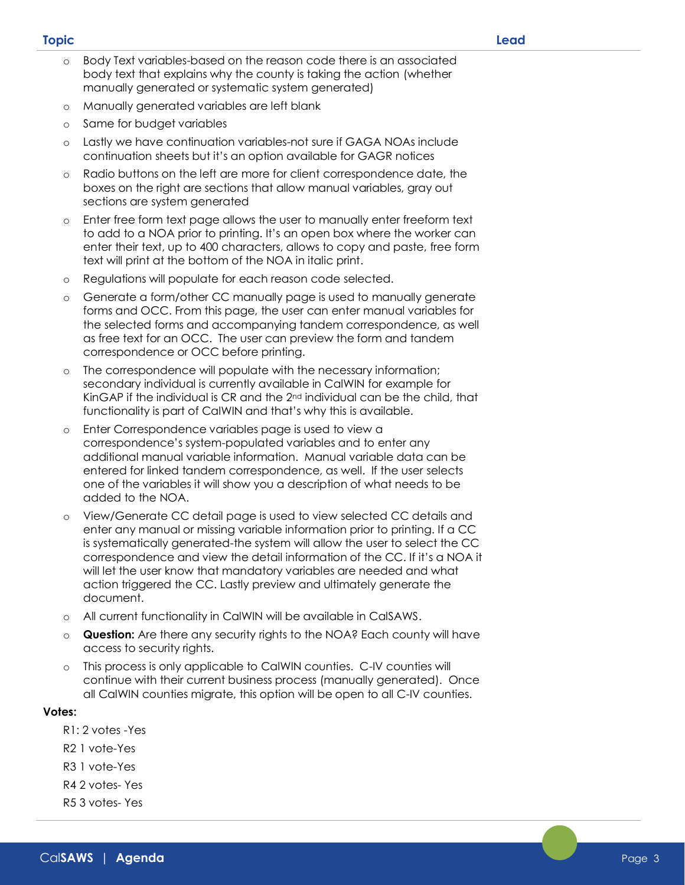| Topic | Lead |
| --- | --- |

- Body Text variables-based on the reason code there is an associated body text that explains why the county is taking the action (whether manually generated or systematic system generated)
- Manually generated variables are left blank
- Same for budget variables
- Lastly we have continuation variables-not sure if GAGA NOAs include continuation sheets but it's an option available for GAGR notices
- Radio buttons on the left are more for client correspondence date, the boxes on the right are sections that allow manual variables, gray out sections are system generated
- Enter free form text page allows the user to manually enter freeform text to add to a NOA prior to printing. It's an open box where the worker can enter their text, up to 400 characters, allows to copy and paste, free form text will print at the bottom of the NOA in italic print.
- Regulations will populate for each reason code selected.
- Generate a form/other CC manually page is used to manually generate forms and OCC. From this page, the user can enter manual variables for the selected forms and accompanying tandem correspondence, as well as free text for an OCC. The user can preview the form and tandem correspondence or OCC before printing.
- The correspondence will populate with the necessary information; secondary individual is currently available in CalWIN for example for KinGAP if the individual is CR and the 2nd individual can be the child, that functionality is part of CalWIN and that's why this is available.
- Enter Correspondence variables page is used to view a correspondence's system-populated variables and to enter any additional manual variable information. Manual variable data can be entered for linked tandem correspondence, as well. If the user selects one of the variables it will show you a description of what needs to be added to the NOA.
- View/Generate CC detail page is used to view selected CC details and enter any manual or missing variable information prior to printing. If a CC is systematically generated-the system will allow the user to select the CC correspondence and view the detail information of the CC. If it's a NOA it will let the user know that mandatory variables are needed and what action triggered the CC. Lastly preview and ultimately generate the document.
- All current functionality in CalWIN will be available in CalSAWS.
- **Question:** Are there any security rights to the NOA? Each county will have access to security rights.
- This process is only applicable to CalWIN counties. C-IV counties will continue with their current business process (manually generated). Once all CalWIN counties migrate, this option will be open to all C-IV counties.

**Votes:**

R1: 2 votes -Yes

R2 1 vote-Yes

R3 1 vote-Yes

R4 2 votes- Yes

R5 3 votes- Yes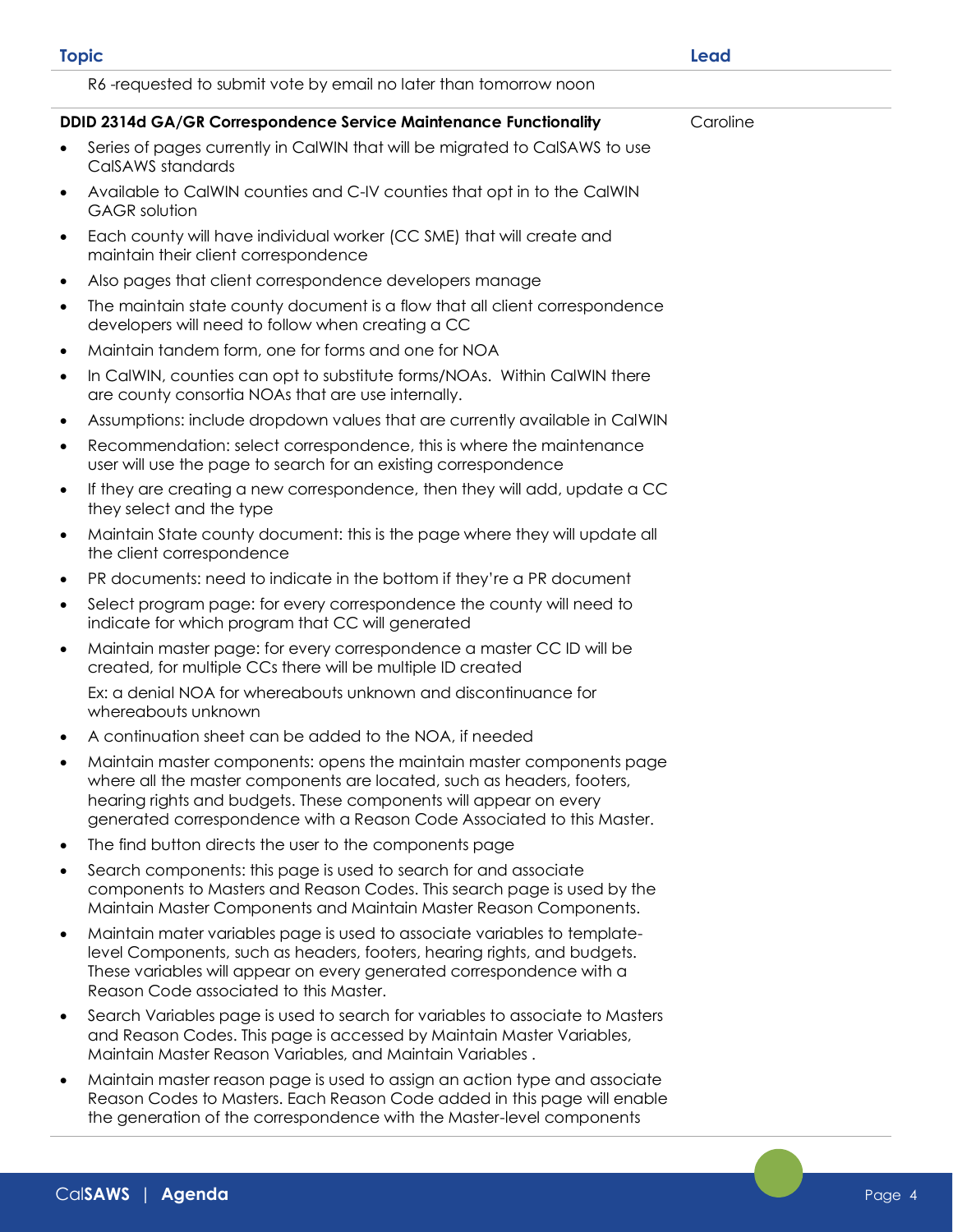| Topic | Lead |
|---|---|
| R6 -requested to submit vote by email no later than tomorrow noon | |
| **DDID 2314d GA/GR Correspondence Service Maintenance Functionality** | Caroline |

- Series of pages currently in CalWIN that will be migrated to CalSAWS to use CalSAWS standards
- Available to CalWIN counties and C-IV counties that opt in to the CalWIN GAGR solution
- Each county will have individual worker (CC SME) that will create and maintain their client correspondence
- Also pages that client correspondence developers manage
- The maintain state county document is a flow that all client correspondence developers will need to follow when creating a CC
- Maintain tandem form, one for forms and one for NOA
- In CalWIN, counties can opt to substitute forms/NOAs. Within CalWIN there are county consortia NOAs that are use internally.
- Assumptions: include dropdown values that are currently available in CalWIN
- Recommendation: select correspondence, this is where the maintenance user will use the page to search for an existing correspondence
- If they are creating a new correspondence, then they will add, update a CC they select and the type
- Maintain State county document: this is the page where they will update all the client correspondence
- PR documents: need to indicate in the bottom if they're a PR document
- Select program page: for every correspondence the county will need to indicate for which program that CC will generated
- Maintain master page: for every correspondence a master CC ID will be created, for multiple CCs there will be multiple ID created

  Ex: a denial NOA for whereabouts unknown and discontinuance for whereabouts unknown
- A continuation sheet can be added to the NOA, if needed
- Maintain master components: opens the maintain master components page where all the master components are located, such as headers, footers, hearing rights and budgets. These components will appear on every generated correspondence with a Reason Code Associated to this Master.
- The find button directs the user to the components page
- Search components: this page is used to search for and associate components to Masters and Reason Codes. This search page is used by the Maintain Master Components and Maintain Master Reason Components.
- Maintain mater variables page is used to associate variables to template-level Components, such as headers, footers, hearing rights, and budgets. These variables will appear on every generated correspondence with a Reason Code associated to this Master.
- Search Variables page is used to search for variables to associate to Masters and Reason Codes. This page is accessed by Maintain Master Variables, Maintain Master Reason Variables, and Maintain Variables .
- Maintain master reason page is used to assign an action type and associate Reason Codes to Masters. Each Reason Code added in this page will enable the generation of the correspondence with the Master-level components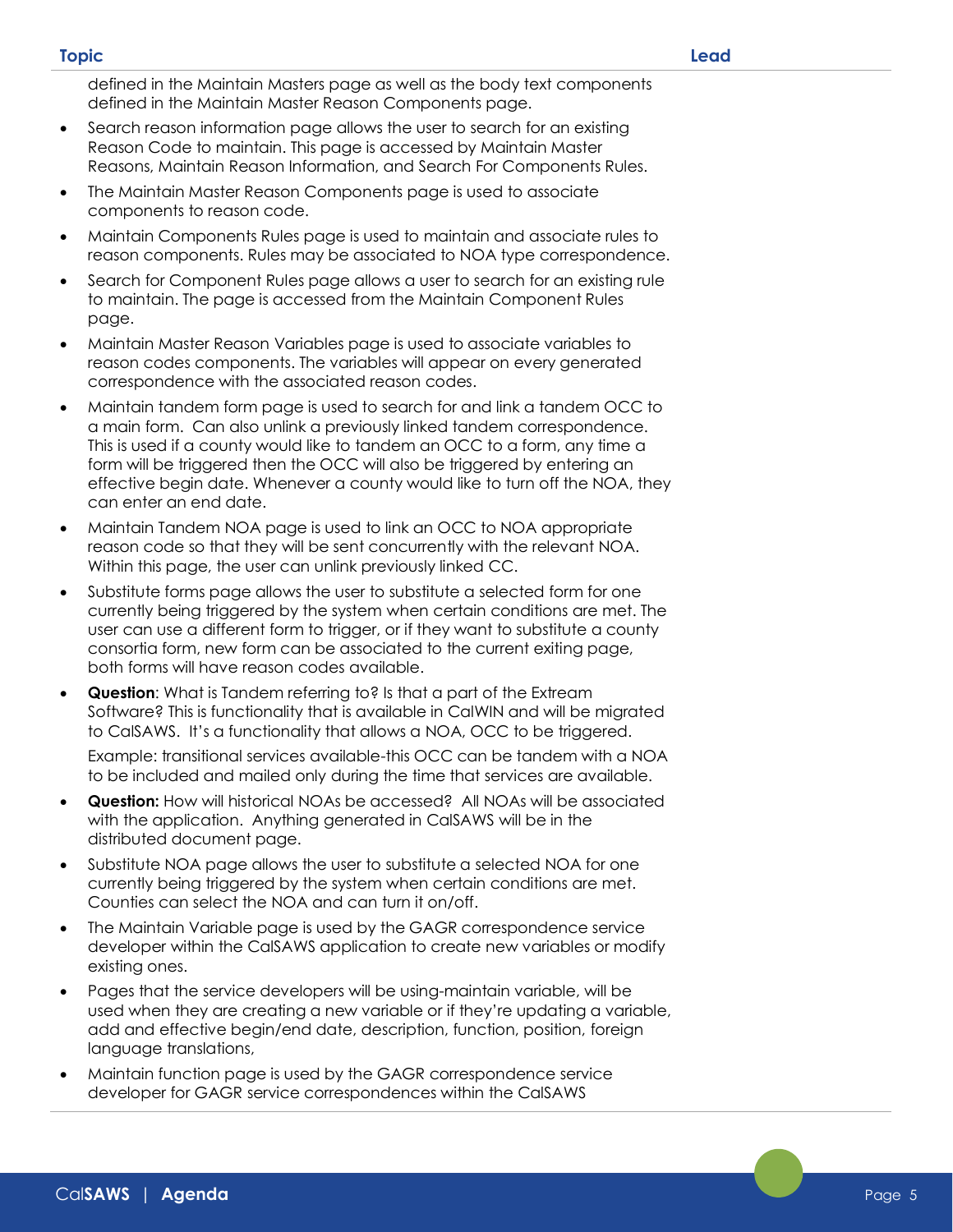| Topic | Lead |
|---|---|
| defined in the Maintain Masters page as well as the body text components defined in the Maintain Master Reason Components page. | |

- Search reason information page allows the user to search for an existing Reason Code to maintain. This page is accessed by Maintain Master Reasons, Maintain Reason Information, and Search For Components Rules.
- The Maintain Master Reason Components page is used to associate components to reason code.
- Maintain Components Rules page is used to maintain and associate rules to reason components. Rules may be associated to NOA type correspondence.
- Search for Component Rules page allows a user to search for an existing rule to maintain. The page is accessed from the Maintain Component Rules page.
- Maintain Master Reason Variables page is used to associate variables to reason codes components. The variables will appear on every generated correspondence with the associated reason codes.
- Maintain tandem form page is used to search for and link a tandem OCC to a main form. Can also unlink a previously linked tandem correspondence. This is used if a county would like to tandem an OCC to a form, any time a form will be triggered then the OCC will also be triggered by entering an effective begin date. Whenever a county would like to turn off the NOA, they can enter an end date.
- Maintain Tandem NOA page is used to link an OCC to NOA appropriate reason code so that they will be sent concurrently with the relevant NOA. Within this page, the user can unlink previously linked CC.
- Substitute forms page allows the user to substitute a selected form for one currently being triggered by the system when certain conditions are met. The user can use a different form to trigger, or if they want to substitute a county consortia form, new form can be associated to the current exiting page, both forms will have reason codes available.
- **Question**: What is Tandem referring to? Is that a part of the Extream Software? This is functionality that is available in CalWIN and will be migrated to CalSAWS. It's a functionality that allows a NOA, OCC to be triggered.

  Example: transitional services available-this OCC can be tandem with a NOA to be included and mailed only during the time that services are available.
- **Question:** How will historical NOAs be accessed? All NOAs will be associated with the application. Anything generated in CalSAWS will be in the distributed document page.
- Substitute NOA page allows the user to substitute a selected NOA for one currently being triggered by the system when certain conditions are met. Counties can select the NOA and can turn it on/off.
- The Maintain Variable page is used by the GAGR correspondence service developer within the CalSAWS application to create new variables or modify existing ones.
- Pages that the service developers will be using-maintain variable, will be used when they are creating a new variable or if they're updating a variable, add and effective begin/end date, description, function, position, foreign language translations,
- Maintain function page is used by the GAGR correspondence service developer for GAGR service correspondences within the CalSAWS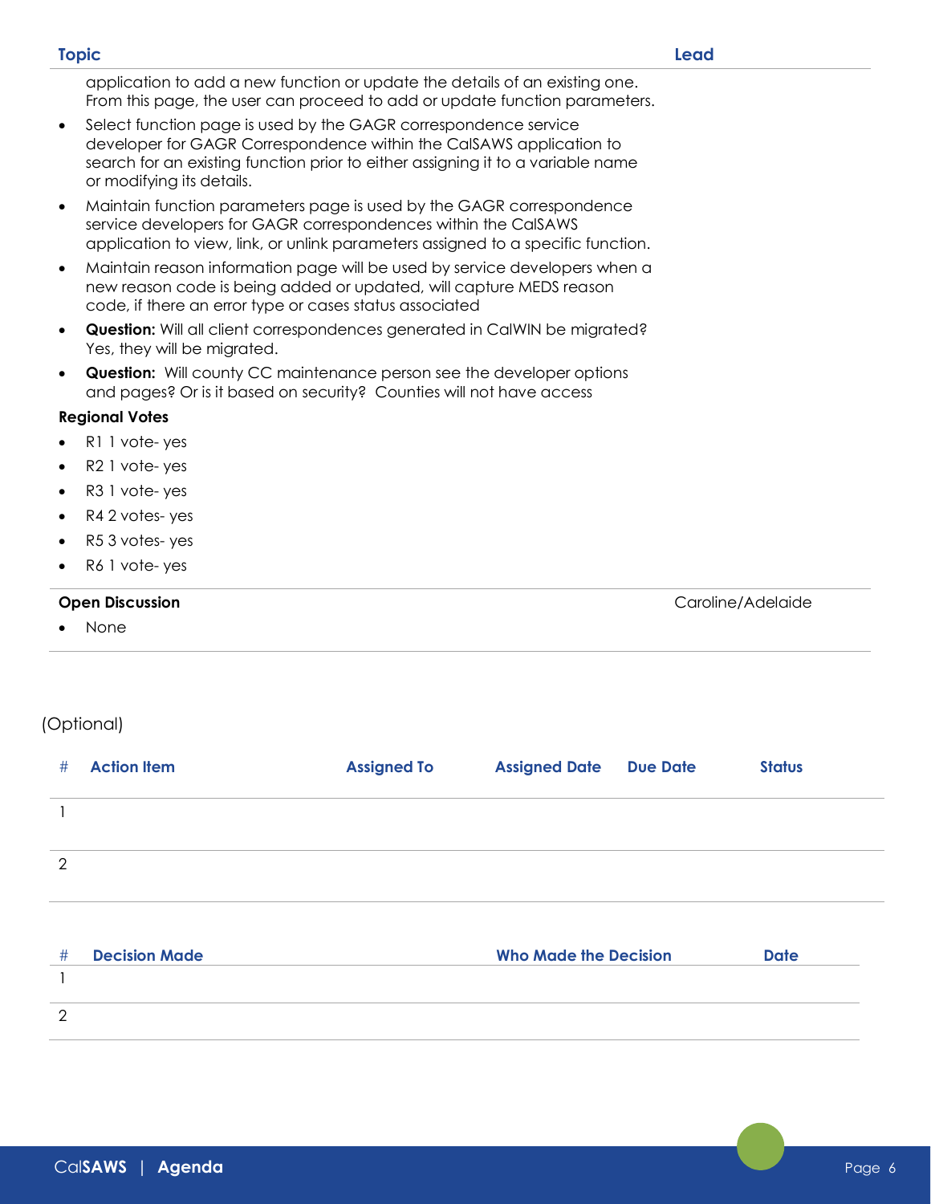| Topic | Lead |
|---|---|
| application to add a new function or update the details of an existing one. From this page, the user can proceed to add or update function parameters. | |

- Select function page is used by the GAGR correspondence service developer for GAGR Correspondence within the CalSAWS application to search for an existing function prior to either assigning it to a variable name or modifying its details.
- Maintain function parameters page is used by the GAGR correspondence service developers for GAGR correspondences within the CalSAWS application to view, link, or unlink parameters assigned to a specific function.
- Maintain reason information page will be used by service developers when a new reason code is being added or updated, will capture MEDS reason code, if there an error type or cases status associated
- **Question:** Will all client correspondences generated in CalWIN be migrated? Yes, they will be migrated.
- **Question:** Will county CC maintenance person see the developer options and pages? Or is it based on security? Counties will not have access

**Regional Votes**

- R1 1 vote- yes
- R2 1 vote- yes
- R3 1 vote- yes
- R4 2 votes- yes
- R5 3 votes- yes
- R6 1 vote- yes

**Open Discussion** — Caroline/Adelaide

- None

(Optional)

| # | Action Item | Assigned To | Assigned Date | Due Date | Status |
|---|---|---|---|---|---|
| 1 | | | | | |
| 2 | | | | | |

| # | Decision Made | Who Made the Decision | Date |
|---|---|---|---|
| 1 | | | |
| 2 | | | |